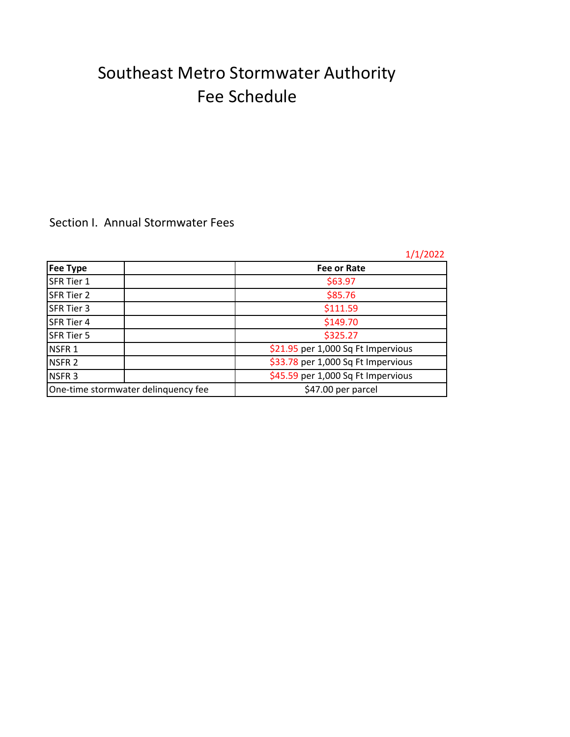# Southeast Metro Stormwater Authority
# Fee Schedule

## Section I. Annual Stormwater Fees

1/1/2022

| Fee Type | | Fee or Rate |
|---|---|---|
| SFR Tier 1 | | $63.97 |
| SFR Tier 2 | | $85.76 |
| SFR Tier 3 | | $111.59 |
| SFR Tier 4 | | $149.70 |
| SFR Tier 5 | | $325.27 |
| NSFR 1 | | $21.95 per 1,000 Sq Ft Impervious |
| NSFR 2 | | $33.78 per 1,000 Sq Ft Impervious |
| NSFR 3 | | $45.59 per 1,000 Sq Ft Impervious |
| One-time stormwater delinquency fee | | $47.00 per parcel |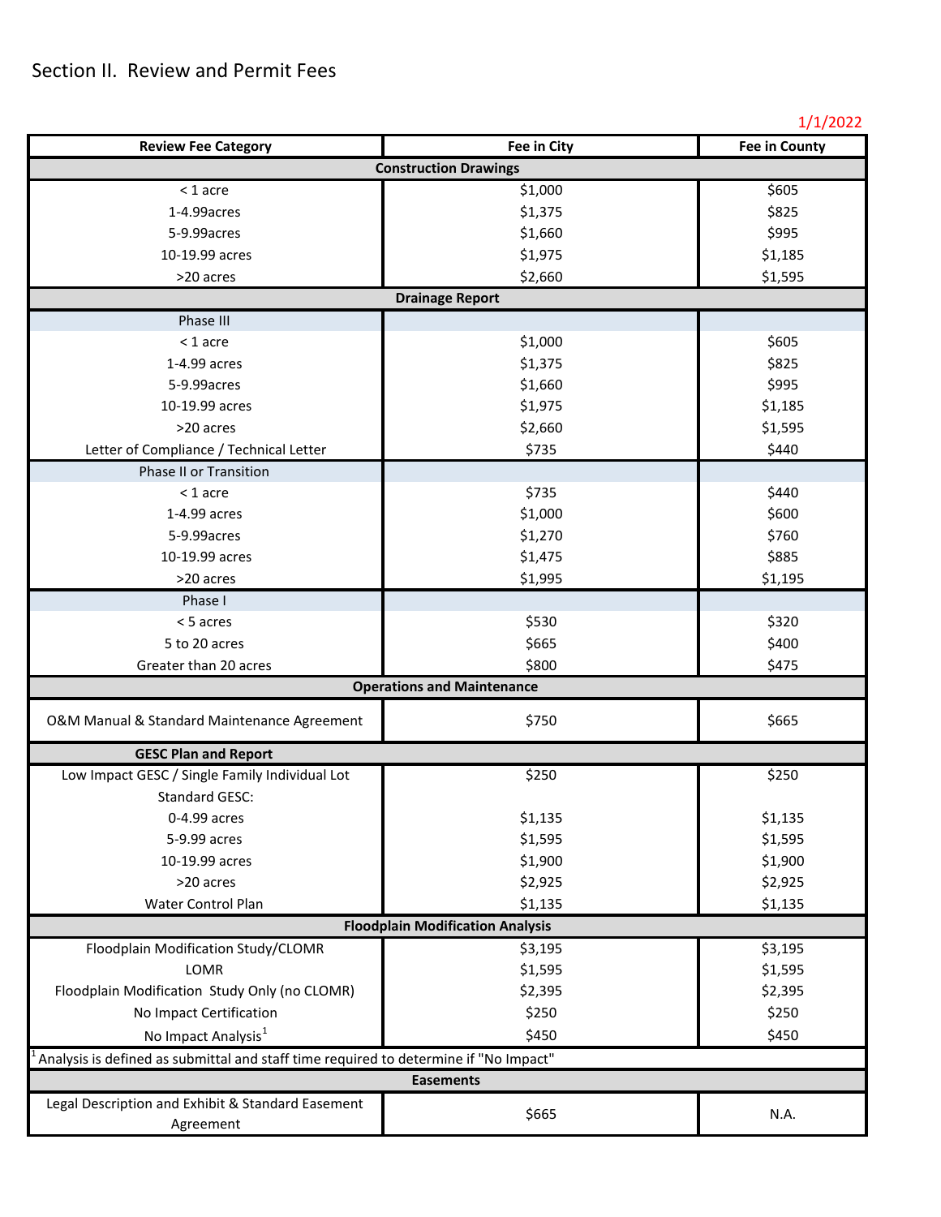# Section II. Review and Permit Fees

1/1/2022

| Review Fee Category | Fee in City | Fee in County |
|---|---|---|
| **Construction Drawings** | | |
| < 1 acre | $1,000 | $605 |
| 1-4.99acres | $1,375 | $825 |
| 5-9.99acres | $1,660 | $995 |
| 10-19.99 acres | $1,975 | $1,185 |
| >20 acres | $2,660 | $1,595 |
| **Drainage Report** | | |
| Phase III | | |
| < 1 acre | $1,000 | $605 |
| 1-4.99 acres | $1,375 | $825 |
| 5-9.99acres | $1,660 | $995 |
| 10-19.99 acres | $1,975 | $1,185 |
| >20 acres | $2,660 | $1,595 |
| Letter of Compliance / Technical Letter | $735 | $440 |
| Phase II or Transition | | |
| < 1 acre | $735 | $440 |
| 1-4.99 acres | $1,000 | $600 |
| 5-9.99acres | $1,270 | $760 |
| 10-19.99 acres | $1,475 | $885 |
| >20 acres | $1,995 | $1,195 |
| Phase I | | |
| < 5 acres | $530 | $320 |
| 5 to 20 acres | $665 | $400 |
| Greater than 20 acres | $800 | $475 |
| **Operations and Maintenance** | | |
| O&M Manual & Standard Maintenance Agreement | $750 | $665 |
| **GESC Plan and Report** | | |
| Low Impact GESC / Single Family Individual Lot | $250 | $250 |
| Standard GESC: | | |
| 0-4.99 acres | $1,135 | $1,135 |
| 5-9.99 acres | $1,595 | $1,595 |
| 10-19.99 acres | $1,900 | $1,900 |
| >20 acres | $2,925 | $2,925 |
| Water Control Plan | $1,135 | $1,135 |
| **Floodplain Modification Analysis** | | |
| Floodplain Modification Study/CLOMR | $3,195 | $3,195 |
| LOMR | $1,595 | $1,595 |
| Floodplain Modification Study Only (no CLOMR) | $2,395 | $2,395 |
| No Impact Certification | $250 | $250 |
| No Impact Analysis[1] | $450 | $450 |
| [1] Analysis is defined as submittal and staff time required to determine if "No Impact" | | |
| **Easements** | | |
| Legal Description and Exhibit & Standard Easement Agreement | $665 | N.A. |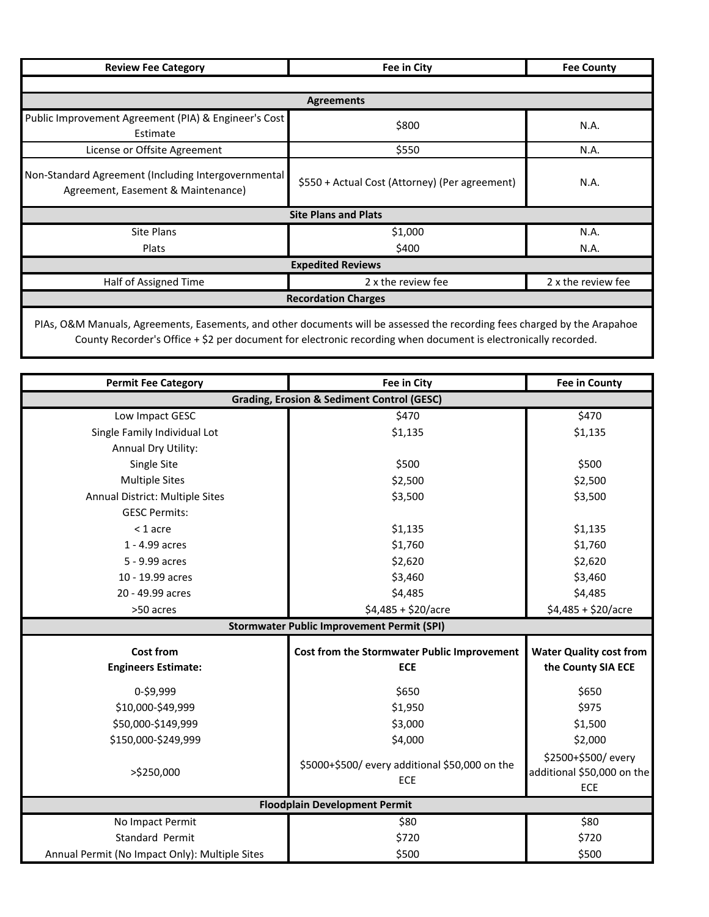| Review Fee Category | Fee in City | Fee County |
|---|---|---|
| | | |
| **Agreements** | | |
| Public Improvement Agreement (PIA) & Engineer's Cost Estimate | $800 | N.A. |
| License or Offsite Agreement | $550 | N.A. |
| Non-Standard Agreement (Including Intergovernmental Agreement, Easement & Maintenance) | $550 + Actual Cost (Attorney) (Per agreement) | N.A. |
| **Site Plans and Plats** | | |
| Site Plans | $1,000 | N.A. |
| Plats | $400 | N.A. |
| **Expedited Reviews** | | |
| Half of Assigned Time | 2 x the review fee | 2 x the review fee |
| **Recordation Charges** | | |
| PIAs, O&M Manuals, Agreements, Easements, and other documents will be assessed the recording fees charged by the Arapahoe County Recorder's Office + $2 per document for electronic recording when document is electronically recorded. | | |

| Permit Fee Category | Fee in City | Fee in County |
|---|---|---|
| **Grading, Erosion & Sediment Control (GESC)** | | |
| Low Impact GESC | $470 | $470 |
| Single Family Individual Lot | $1,135 | $1,135 |
| Annual Dry Utility: | | |
| Single Site | $500 | $500 |
| Multiple Sites | $2,500 | $2,500 |
| Annual District: Multiple Sites | $3,500 | $3,500 |
| GESC Permits: | | |
| < 1 acre | $1,135 | $1,135 |
| 1 - 4.99 acres | $1,760 | $1,760 |
| 5 - 9.99 acres | $2,620 | $2,620 |
| 10 - 19.99 acres | $3,460 | $3,460 |
| 20 - 49.99 acres | $4,485 | $4,485 |
| >50 acres | $4,485 + $20/acre | $4,485 + $20/acre |
| **Stormwater Public Improvement Permit (SPI)** | | |
| **Cost from Engineers Estimate:** | **Cost from the Stormwater Public Improvement ECE** | **Water Quality cost from the County SIA ECE** |
| 0-$9,999 | $650 | $650 |
| $10,000-$49,999 | $1,950 | $975 |
| $50,000-$149,999 | $3,000 | $1,500 |
| $150,000-$249,999 | $4,000 | $2,000 |
| >$250,000 | $5000+$500/ every additional $50,000 on the ECE | $2500+$500/ every additional $50,000 on the ECE |
| **Floodplain Development Permit** | | |
| No Impact Permit | $80 | $80 |
| Standard Permit | $720 | $720 |
| Annual Permit (No Impact Only): Multiple Sites | $500 | $500 |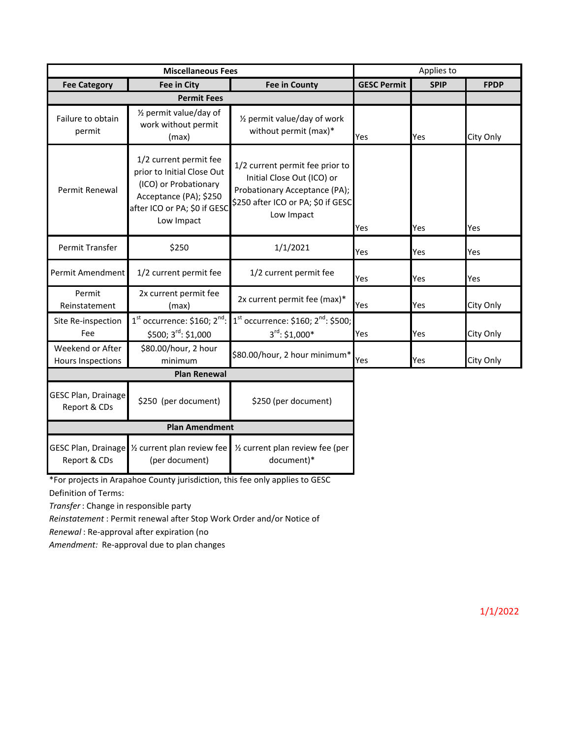| Miscellaneous Fees | | | Applies to | | |
|---|---|---|---|---|---|
| Fee Category | Fee in City | Fee in County | GESC Permit | SPIP | FPDP |
| Permit Fees | | | | | |
| Failure to obtain permit | ½ permit value/day of work without permit (max) | ½ permit value/day of work without permit (max)* | Yes | Yes | City Only |
| Permit Renewal | 1/2 current permit fee prior to Initial Close Out (ICO) or Probationary Acceptance (PA); $250 after ICO or PA; $0 if GESC Low Impact | 1/2 current permit fee prior to Initial Close Out (ICO) or Probationary Acceptance (PA); $250 after ICO or PA; $0 if GESC Low Impact | Yes | Yes | Yes |
| Permit Transfer | $250 | 1/1/2021 | Yes | Yes | Yes |
| Permit Amendment | 1/2 current permit fee | 1/2 current permit fee | Yes | Yes | Yes |
| Permit Reinstatement | 2x current permit fee (max) | 2x current permit fee (max)* | Yes | Yes | City Only |
| Site Re-inspection Fee | 1st occurrence: $160; 2nd: $500; 3rd: $1,000 | 1st occurrence: $160; 2nd: $500; 3rd: $1,000* | Yes | Yes | City Only |
| Weekend or After Hours Inspections | $80.00/hour, 2 hour minimum | $80.00/hour, 2 hour minimum* | Yes | Yes | City Only |
| Plan Renewal | | | | | |
| GESC Plan, Drainage Report & CDs | $250 (per document) | $250 (per document) | | | |
| Plan Amendment | | | | | |
| GESC Plan, Drainage Report & CDs | ½ current plan review fee (per document) | ½ current plan review fee (per document)* | | | |

*For projects in Arapahoe County jurisdiction, this fee only applies to GESC

Definition of Terms:

*Transfer* : Change in responsible party

*Reinstatement* : Permit renewal after Stop Work Order and/or Notice of

*Renewal* : Re-approval after expiration (no

*Amendment:* Re-approval due to plan changes

1/1/2022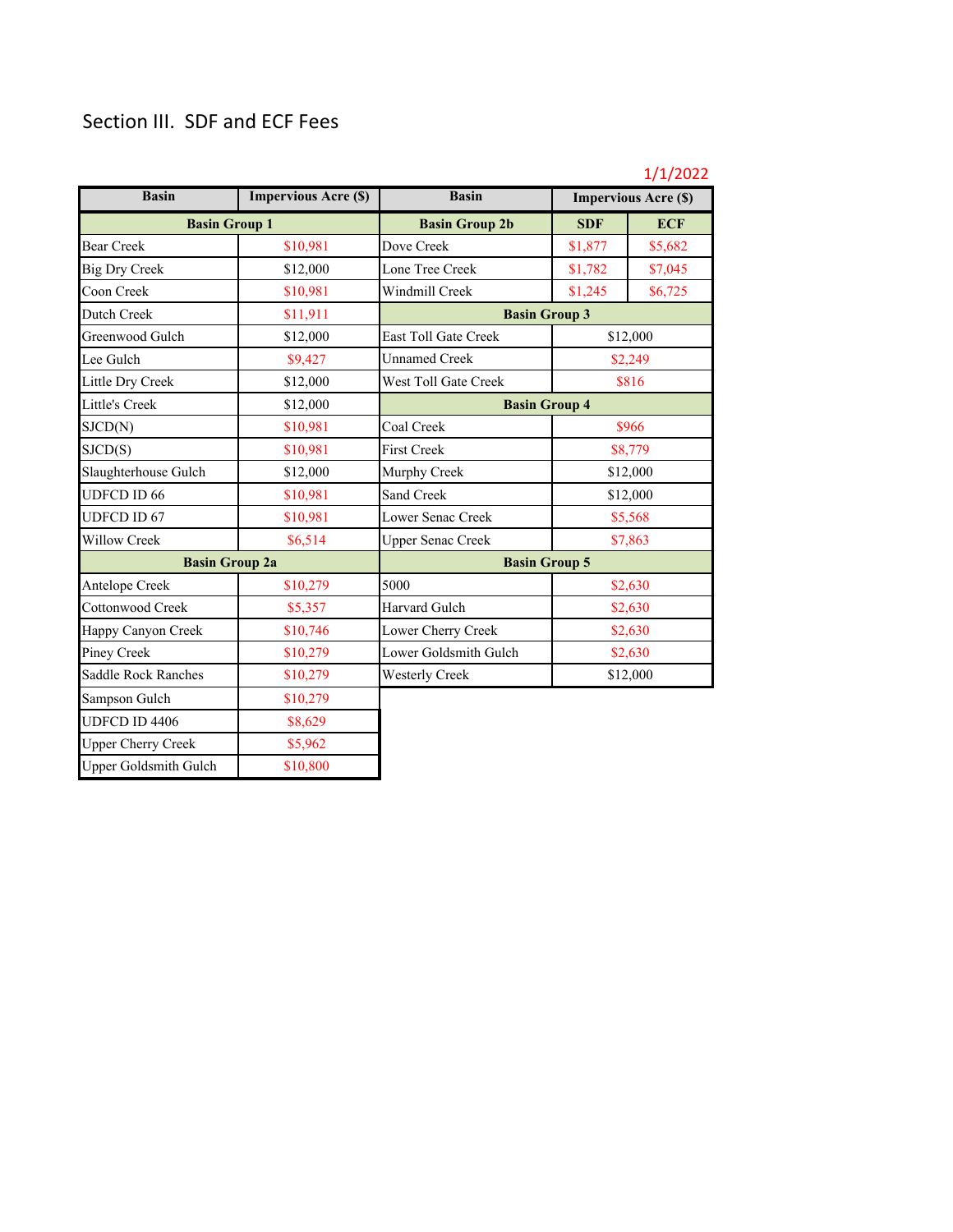# Section III. SDF and ECF Fees

1/1/2022

| Basin | Impervious Acre ($) | Basin | Impervious Acre ($) | |
|---|---|---|---|---|
| **Basin Group 1** | | **Basin Group 2b** | **SDF** | **ECF** |
| Bear Creek | $10,981 | Dove Creek | $1,877 | $5,682 |
| Big Dry Creek | $12,000 | Lone Tree Creek | $1,782 | $7,045 |
| Coon Creek | $10,981 | Windmill Creek | $1,245 | $6,725 |
| Dutch Creek | $11,911 | **Basin Group 3** | | |
| Greenwood Gulch | $12,000 | East Toll Gate Creek | $12,000 | |
| Lee Gulch | $9,427 | Unnamed Creek | $2,249 | |
| Little Dry Creek | $12,000 | West Toll Gate Creek | $816 | |
| Little's Creek | $12,000 | **Basin Group 4** | | |
| SJCD(N) | $10,981 | Coal Creek | $966 | |
| SJCD(S) | $10,981 | First Creek | $8,779 | |
| Slaughterhouse Gulch | $12,000 | Murphy Creek | $12,000 | |
| UDFCD ID 66 | $10,981 | Sand Creek | $12,000 | |
| UDFCD ID 67 | $10,981 | Lower Senac Creek | $5,568 | |
| Willow Creek | $6,514 | Upper Senac Creek | $7,863 | |
| **Basin Group 2a** | | **Basin Group 5** | | |
| Antelope Creek | $10,279 | 5000 | $2,630 | |
| Cottonwood Creek | $5,357 | Harvard Gulch | $2,630 | |
| Happy Canyon Creek | $10,746 | Lower Cherry Creek | $2,630 | |
| Piney Creek | $10,279 | Lower Goldsmith Gulch | $2,630 | |
| Saddle Rock Ranches | $10,279 | Westerly Creek | $12,000 | |
| Sampson Gulch | $10,279 | | | |
| UDFCD ID 4406 | $8,629 | | | |
| Upper Cherry Creek | $5,962 | | | |
| Upper Goldsmith Gulch | $10,800 | | | |